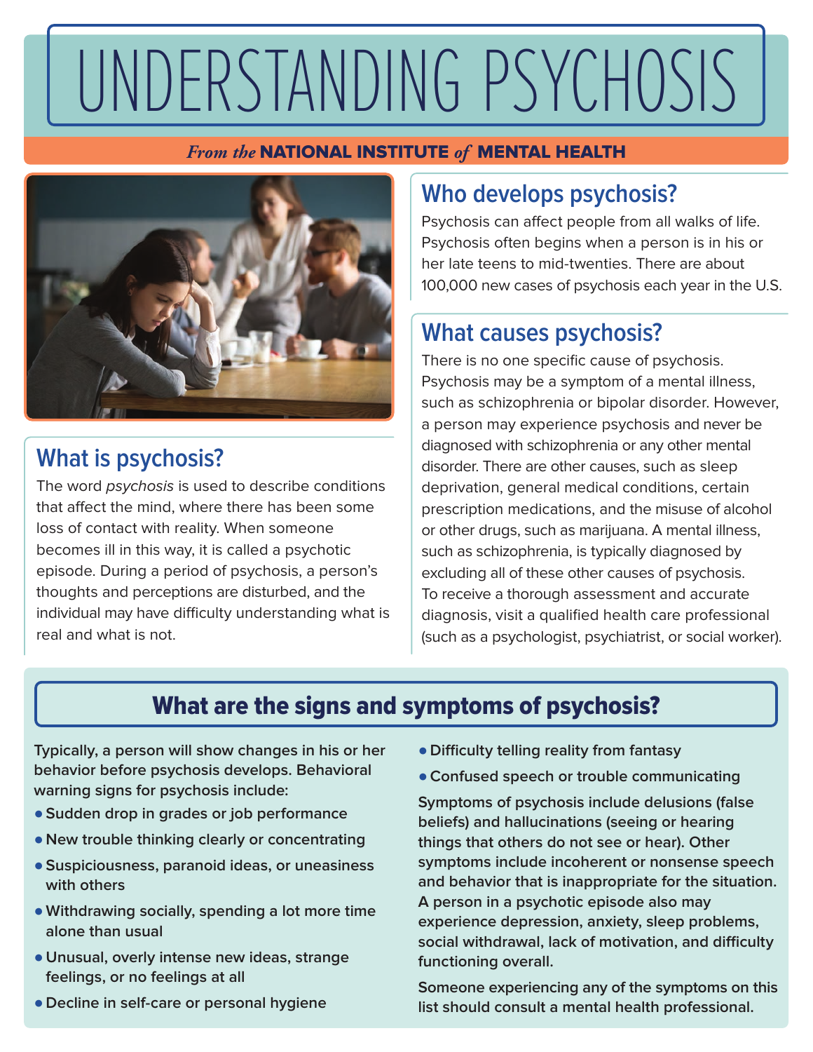# UNDERSTANDING PSYCHOSIS

*From the* **NATIONAL INSTITUTE** *of* **MENTAL HEALTH**

## What is psychosis?

The word *psychosis* is used to describe conditions that affect the mind, where there has been some loss of contact with reality. When someone becomes ill in this way, it is called a psychotic episode. During a period of psychosis, a person's thoughts and perceptions are disturbed, and the individual may have difficulty understanding what is real and what is not.

## Who develops psychosis?

Psychosis can affect people from all walks of life. Psychosis often begins when a person is in his or her late teens to mid-twenties. There are about 100,000 new cases of psychosis each year in the U.S.

## What causes psychosis?

There is no one specific cause of psychosis. Psychosis may be a symptom of a mental illness, such as schizophrenia or bipolar disorder. However, a person may experience psychosis and never be diagnosed with schizophrenia or any other mental disorder. There are other causes, such as sleep deprivation, general medical conditions, certain prescription medications, and the misuse of alcohol or other drugs, such as marijuana. A mental illness, such as schizophrenia, is typically diagnosed by excluding all of these other causes of psychosis. To receive a thorough assessment and accurate diagnosis, visit a qualified health care professional (such as a psychologist, psychiatrist, or social worker).

## What are the signs and symptoms of psychosis?

**Typically, a person will show changes in his or her behavior before psychosis develops. Behavioral warning signs for psychosis include:**

- **Sudden drop in grades or job performance**
- **New trouble thinking clearly or concentrating**
- **Suspiciousness, paranoid ideas, or uneasiness with others**
- **Withdrawing socially, spending a lot more time alone than usual**
- **Unusual, overly intense new ideas, strange feelings, or no feelings at all**
- **Decline in self-care or personal hygiene**
- **Difficulty telling reality from fantasy**
- **Confused speech or trouble communicating**

**Symptoms of psychosis include delusions (false beliefs) and hallucinations (seeing or hearing things that others do not see or hear). Other symptoms include incoherent or nonsense speech and behavior that is inappropriate for the situation. A person in a psychotic episode also may experience depression, anxiety, sleep problems, social withdrawal, lack of motivation, and difficulty functioning overall.**

**Someone experiencing any of the symptoms on this list should consult a mental health professional.**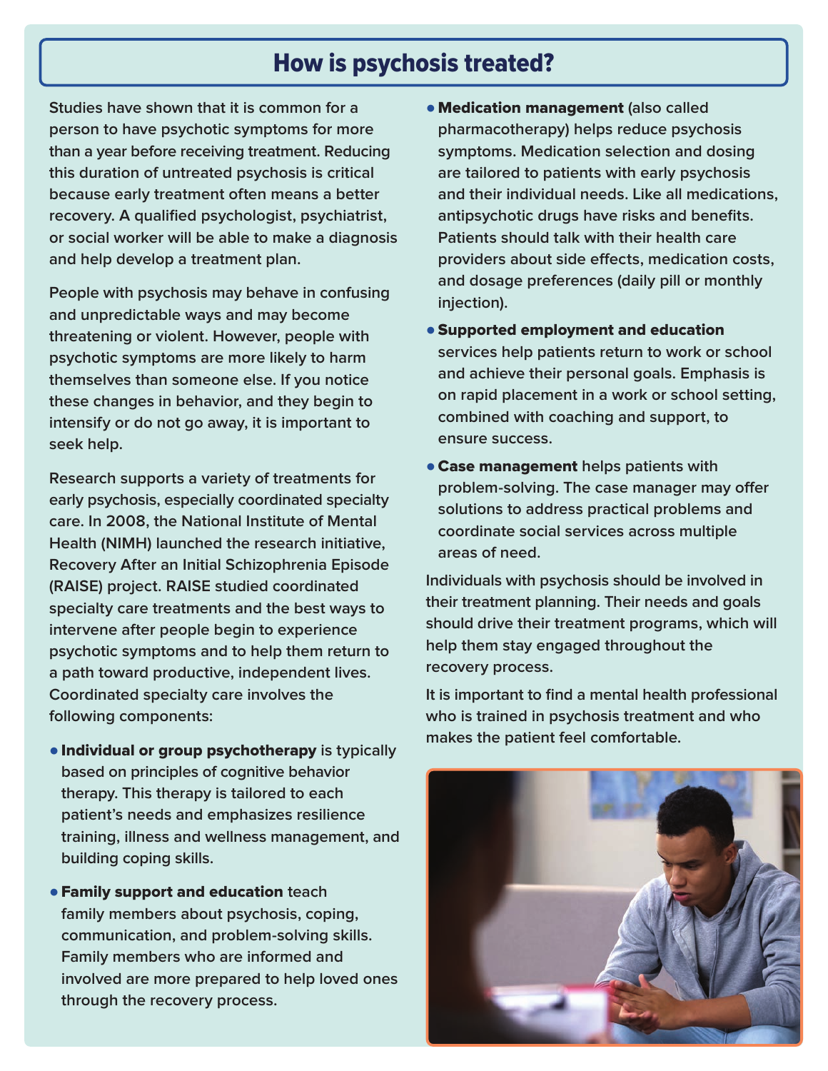## How is psychosis treated?

Studies have shown that it is common for a person to have psychotic symptoms for more than a year before receiving treatment. Reducing this duration of untreated psychosis is critical because early treatment often means a better recovery. A qualified psychologist, psychiatrist, or social worker will be able to make a diagnosis and help develop a treatment plan.

People with psychosis may behave in confusing and unpredictable ways and may become threatening or violent. However, people with psychotic symptoms are more likely to harm themselves than someone else. If you notice these changes in behavior, and they begin to intensify or do not go away, it is important to seek help.

Research supports a variety of treatments for early psychosis, especially coordinated specialty care. In 2008, the National Institute of Mental Health (NIMH) launched the research initiative, Recovery After an Initial Schizophrenia Episode (RAISE) project. RAISE studied coordinated specialty care treatments and the best ways to intervene after people begin to experience psychotic symptoms and to help them return to a path toward productive, independent lives. Coordinated specialty care involves the following components:

- **Individual or group psychotherapy** is typically based on principles of cognitive behavior therapy. This therapy is tailored to each patient's needs and emphasizes resilience training, illness and wellness management, and building coping skills.
- **Family support and education** teach family members about psychosis, coping, communication, and problem-solving skills. Family members who are informed and involved are more prepared to help loved ones through the recovery process.
- **Medication management** (also called pharmacotherapy) helps reduce psychosis symptoms. Medication selection and dosing are tailored to patients with early psychosis and their individual needs. Like all medications, antipsychotic drugs have risks and benefits. Patients should talk with their health care providers about side effects, medication costs, and dosage preferences (daily pill or monthly injection).
- **Supported employment and education** services help patients return to work or school and achieve their personal goals. Emphasis is on rapid placement in a work or school setting, combined with coaching and support, to ensure success.
- **Case management** helps patients with problem-solving. The case manager may offer solutions to address practical problems and coordinate social services across multiple areas of need.

Individuals with psychosis should be involved in their treatment planning. Their needs and goals should drive their treatment programs, which will help them stay engaged throughout the recovery process.

It is important to find a mental health professional who is trained in psychosis treatment and who makes the patient feel comfortable.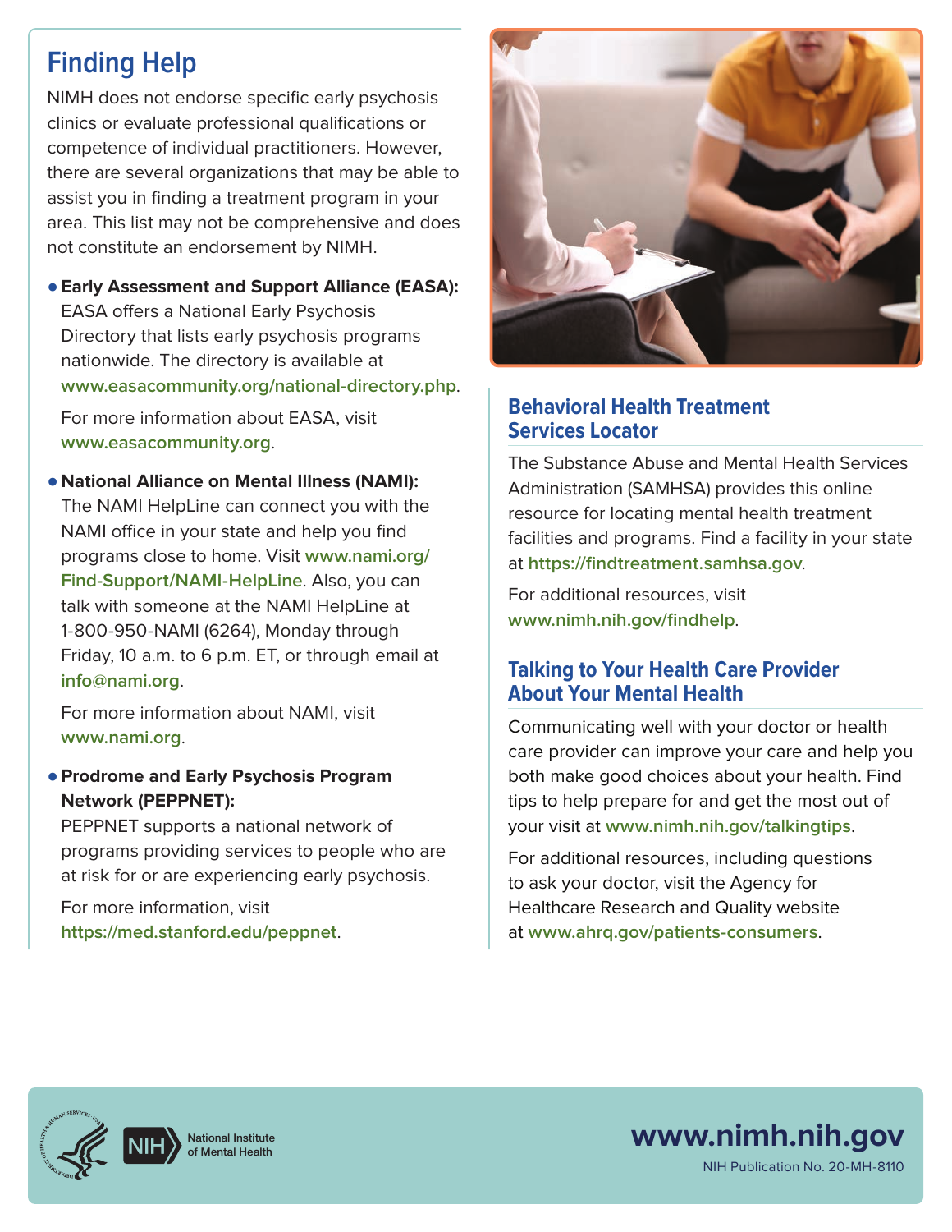## Finding Help

NIMH does not endorse specific early psychosis clinics or evaluate professional qualifications or competence of individual practitioners. However, there are several organizations that may be able to assist you in finding a treatment program in your area. This list may not be comprehensive and does not constitute an endorsement by NIMH.

- **Early Assessment and Support Alliance (EASA):** EASA offers a National Early Psychosis Directory that lists early psychosis programs nationwide. The directory is available at www.easacommunity.org/national-directory.php.

  For more information about EASA, visit www.easacommunity.org.

- **National Alliance on Mental Illness (NAMI):** The NAMI HelpLine can connect you with the NAMI office in your state and help you find programs close to home. Visit www.nami.org/Find-Support/NAMI-HelpLine. Also, you can talk with someone at the NAMI HelpLine at 1-800-950-NAMI (6264), Monday through Friday, 10 a.m. to 6 p.m. ET, or through email at info@nami.org.

  For more information about NAMI, visit www.nami.org.

- **Prodrome and Early Psychosis Program Network (PEPPNET):** PEPPNET supports a national network of programs providing services to people who are at risk for or are experiencing early psychosis.

  For more information, visit https://med.stanford.edu/peppnet.

## Behavioral Health Treatment Services Locator

The Substance Abuse and Mental Health Services Administration (SAMHSA) provides this online resource for locating mental health treatment facilities and programs. Find a facility in your state at https://findtreatment.samhsa.gov.

For additional resources, visit www.nimh.nih.gov/findhelp.

## Talking to Your Health Care Provider About Your Mental Health

Communicating well with your doctor or health care provider can improve your care and help you both make good choices about your health. Find tips to help prepare for and get the most out of your visit at www.nimh.nih.gov/talkingtips.

For additional resources, including questions to ask your doctor, visit the Agency for Healthcare Research and Quality website at www.ahrq.gov/patients-consumers.

National Institute of Mental Health

www.nimh.nih.gov

NIH Publication No. 20-MH-8110